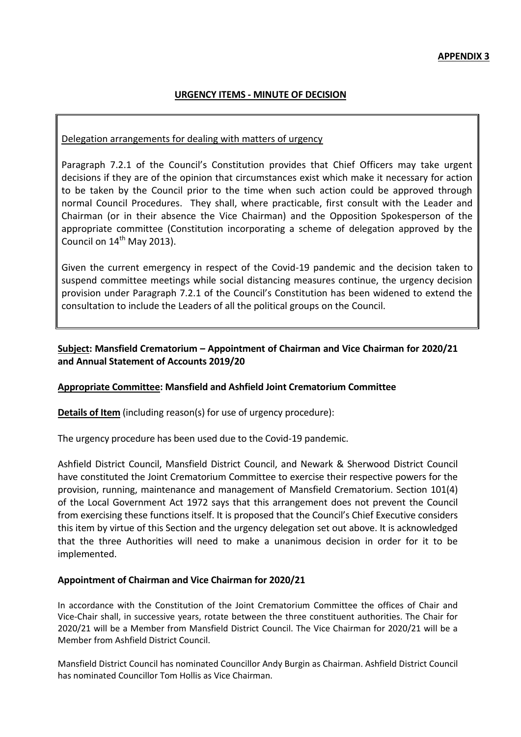**APPENDIX 3**

## URGENCY ITEMS - MINUTE OF DECISION

Delegation arrangements for dealing with matters of urgency

Paragraph 7.2.1 of the Council's Constitution provides that Chief Officers may take urgent decisions if they are of the opinion that circumstances exist which make it necessary for action to be taken by the Council prior to the time when such action could be approved through normal Council Procedures. They shall, where practicable, first consult with the Leader and Chairman (or in their absence the Vice Chairman) and the Opposition Spokesperson of the appropriate committee (Constitution incorporating a scheme of delegation approved by the Council on 14th May 2013).

Given the current emergency in respect of the Covid-19 pandemic and the decision taken to suspend committee meetings while social distancing measures continue, the urgency decision provision under Paragraph 7.2.1 of the Council's Constitution has been widened to extend the consultation to include the Leaders of all the political groups on the Council.

**Subject: Mansfield Crematorium – Appointment of Chairman and Vice Chairman for 2020/21 and Annual Statement of Accounts 2019/20**

**Appropriate Committee: Mansfield and Ashfield Joint Crematorium Committee**

**Details of Item** (including reason(s) for use of urgency procedure):

The urgency procedure has been used due to the Covid-19 pandemic.

Ashfield District Council, Mansfield District Council, and Newark & Sherwood District Council have constituted the Joint Crematorium Committee to exercise their respective powers for the provision, running, maintenance and management of Mansfield Crematorium. Section 101(4) of the Local Government Act 1972 says that this arrangement does not prevent the Council from exercising these functions itself. It is proposed that the Council's Chief Executive considers this item by virtue of this Section and the urgency delegation set out above. It is acknowledged that the three Authorities will need to make a unanimous decision in order for it to be implemented.

**Appointment of Chairman and Vice Chairman for 2020/21**

In accordance with the Constitution of the Joint Crematorium Committee the offices of Chair and Vice-Chair shall, in successive years, rotate between the three constituent authorities. The Chair for 2020/21 will be a Member from Mansfield District Council. The Vice Chairman for 2020/21 will be a Member from Ashfield District Council.

Mansfield District Council has nominated Councillor Andy Burgin as Chairman. Ashfield District Council has nominated Councillor Tom Hollis as Vice Chairman.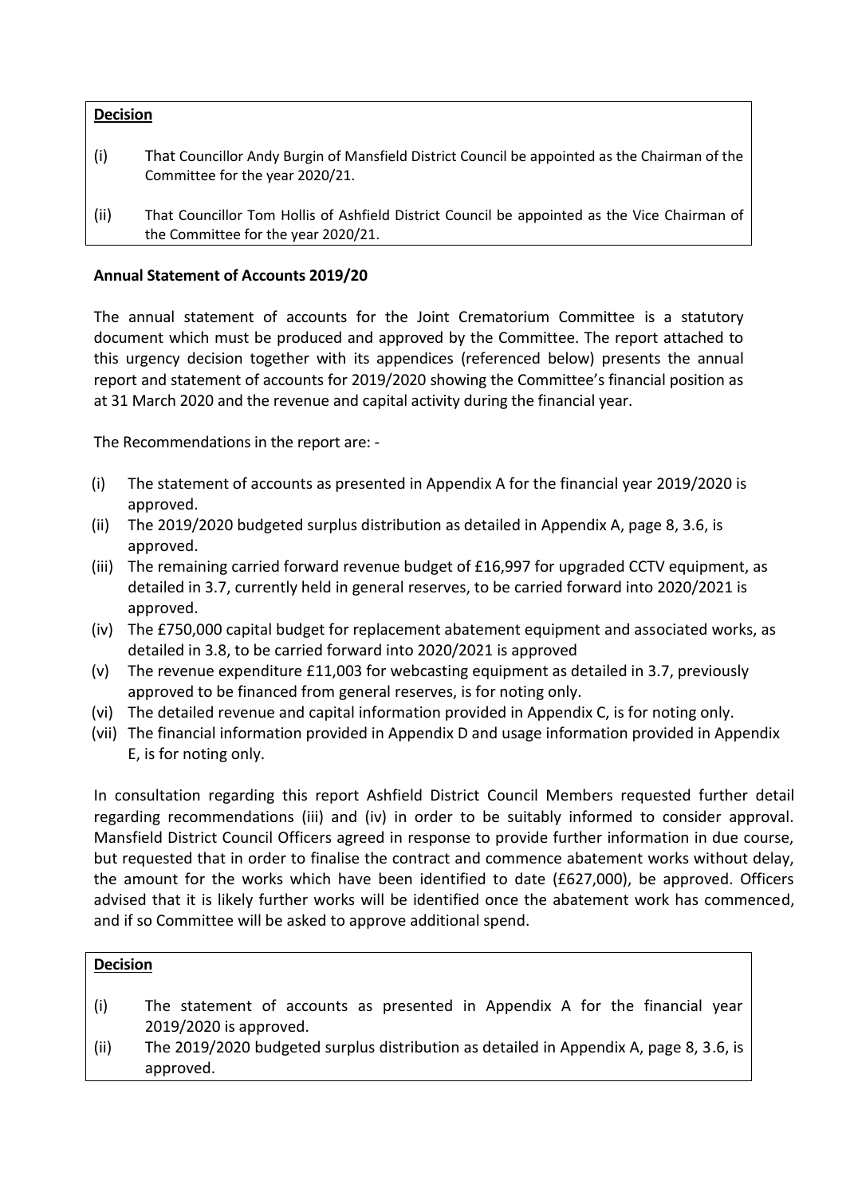**Decision**

(i) That Councillor Andy Burgin of Mansfield District Council be appointed as the Chairman of the Committee for the year 2020/21.

(ii) That Councillor Tom Hollis of Ashfield District Council be appointed as the Vice Chairman of the Committee for the year 2020/21.

**Annual Statement of Accounts 2019/20**

The annual statement of accounts for the Joint Crematorium Committee is a statutory document which must be produced and approved by the Committee. The report attached to this urgency decision together with its appendices (referenced below) presents the annual report and statement of accounts for 2019/2020 showing the Committee's financial position as at 31 March 2020 and the revenue and capital activity during the financial year.

The Recommendations in the report are: -

(i) The statement of accounts as presented in Appendix A for the financial year 2019/2020 is approved.
(ii) The 2019/2020 budgeted surplus distribution as detailed in Appendix A, page 8, 3.6, is approved.
(iii) The remaining carried forward revenue budget of £16,997 for upgraded CCTV equipment, as detailed in 3.7, currently held in general reserves, to be carried forward into 2020/2021 is approved.
(iv) The £750,000 capital budget for replacement abatement equipment and associated works, as detailed in 3.8, to be carried forward into 2020/2021 is approved
(v) The revenue expenditure £11,003 for webcasting equipment as detailed in 3.7, previously approved to be financed from general reserves, is for noting only.
(vi) The detailed revenue and capital information provided in Appendix C, is for noting only.
(vii) The financial information provided in Appendix D and usage information provided in Appendix E, is for noting only.

In consultation regarding this report Ashfield District Council Members requested further detail regarding recommendations (iii) and (iv) in order to be suitably informed to consider approval. Mansfield District Council Officers agreed in response to provide further information in due course, but requested that in order to finalise the contract and commence abatement works without delay, the amount for the works which have been identified to date (£627,000), be approved. Officers advised that it is likely further works will be identified once the abatement work has commenced, and if so Committee will be asked to approve additional spend.

**Decision**

(i) The statement of accounts as presented in Appendix A for the financial year 2019/2020 is approved.
(ii) The 2019/2020 budgeted surplus distribution as detailed in Appendix A, page 8, 3.6, is approved.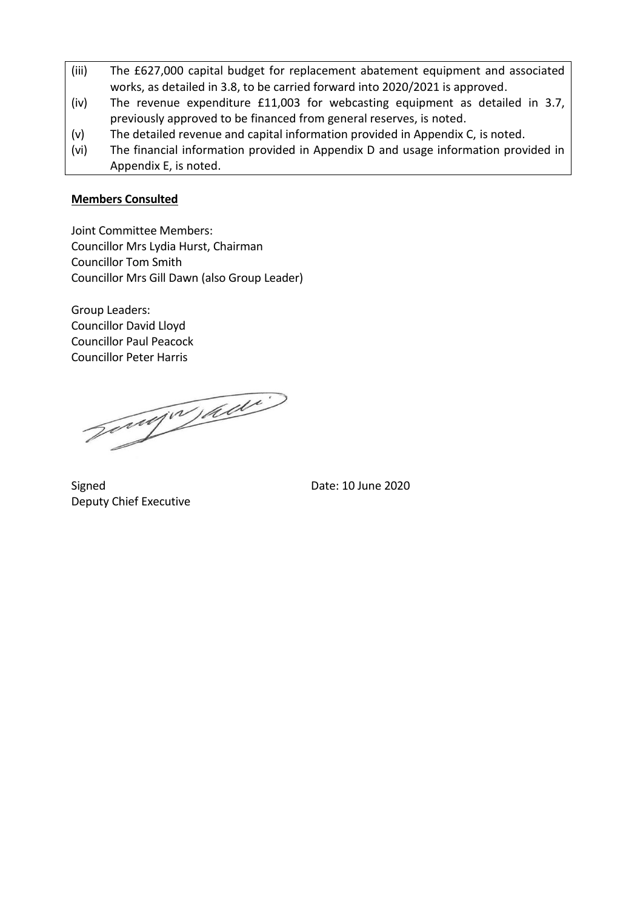| | |
|---|---|
| (iii) | The £627,000 capital budget for replacement abatement equipment and associated works, as detailed in 3.8, to be carried forward into 2020/2021 is approved. |
| (iv) | The revenue expenditure £11,003 for webcasting equipment as detailed in 3.7, previously approved to be financed from general reserves, is noted. |
| (v) | The detailed revenue and capital information provided in Appendix C, is noted. |
| (vi) | The financial information provided in Appendix D and usage information provided in Appendix E, is noted. |

**Members Consulted**

Joint Committee Members:
Councillor Mrs Lydia Hurst, Chairman
Councillor Tom Smith
Councillor Mrs Gill Dawn (also Group Leader)

Group Leaders:
Councillor David Lloyd
Councillor Paul Peacock
Councillor Peter Harris

Signed
Deputy Chief Executive

Date: 10 June 2020